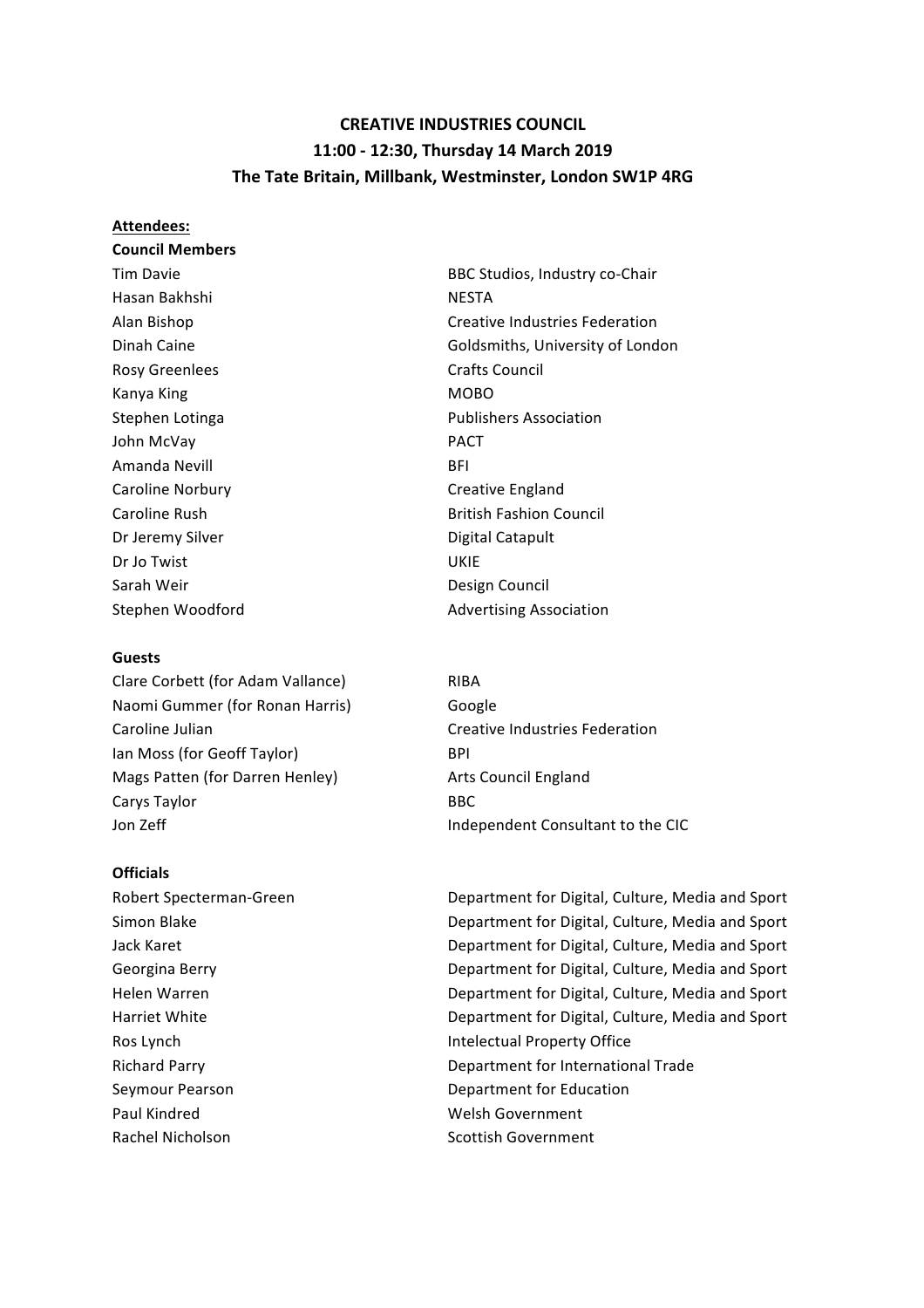# CREATIVE INDUSTRIES COUNCIL
## 11:00 - 12:30, Thursday 14 March 2019
## The Tate Britain, Millbank, Westminster, London SW1P 4RG

**Attendees:**

**Council Members**

| | |
|---|---|
| Tim Davie | BBC Studios, Industry co-Chair |
| Hasan Bakhshi | NESTA |
| Alan Bishop | Creative Industries Federation |
| Dinah Caine | Goldsmiths, University of London |
| Rosy Greenlees | Crafts Council |
| Kanya King | MOBO |
| Stephen Lotinga | Publishers Association |
| John McVay | PACT |
| Amanda Nevill | BFI |
| Caroline Norbury | Creative England |
| Caroline Rush | British Fashion Council |
| Dr Jeremy Silver | Digital Catapult |
| Dr Jo Twist | UKIE |
| Sarah Weir | Design Council |
| Stephen Woodford | Advertising Association |

**Guests**

| | |
|---|---|
| Clare Corbett (for Adam Vallance) | RIBA |
| Naomi Gummer (for Ronan Harris) | Google |
| Caroline Julian | Creative Industries Federation |
| Ian Moss (for Geoff Taylor) | BPI |
| Mags Patten (for Darren Henley) | Arts Council England |
| Carys Taylor | BBC |
| Jon Zeff | Independent Consultant to the CIC |

**Officials**

| | |
|---|---|
| Robert Specterman-Green | Department for Digital, Culture, Media and Sport |
| Simon Blake | Department for Digital, Culture, Media and Sport |
| Jack Karet | Department for Digital, Culture, Media and Sport |
| Georgina Berry | Department for Digital, Culture, Media and Sport |
| Helen Warren | Department for Digital, Culture, Media and Sport |
| Harriet White | Department for Digital, Culture, Media and Sport |
| Ros Lynch | Intelectual Property Office |
| Richard Parry | Department for International Trade |
| Seymour Pearson | Department for Education |
| Paul Kindred | Welsh Government |
| Rachel Nicholson | Scottish Government |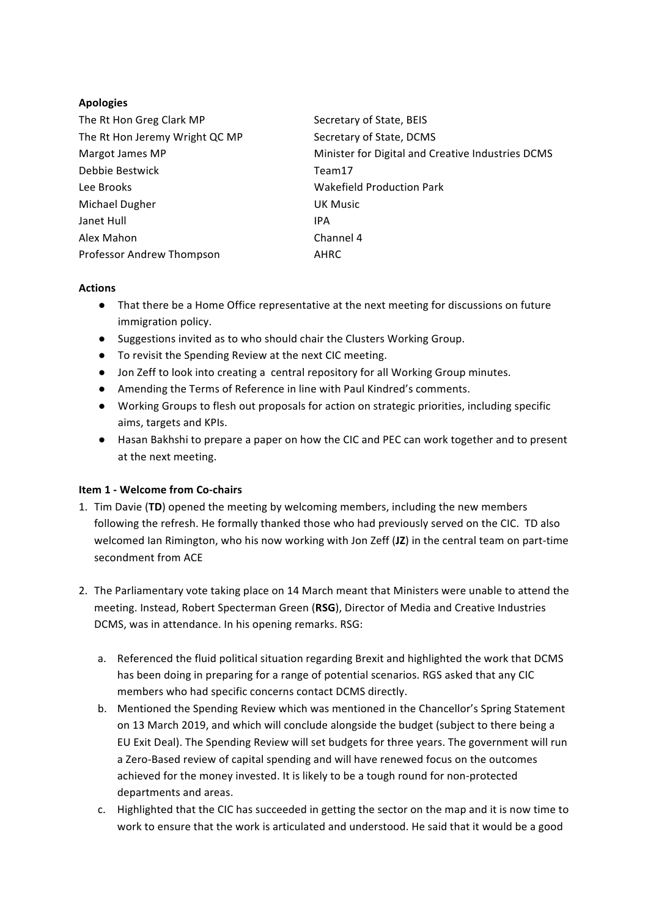**Apologies**

| | |
|---|---|
| The Rt Hon Greg Clark MP | Secretary of State, BEIS |
| The Rt Hon Jeremy Wright QC MP | Secretary of State, DCMS |
| Margot James MP | Minister for Digital and Creative Industries DCMS |
| Debbie Bestwick | Team17 |
| Lee Brooks | Wakefield Production Park |
| Michael Dugher | UK Music |
| Janet Hull | IPA |
| Alex Mahon | Channel 4 |
| Professor Andrew Thompson | AHRC |

**Actions**

- That there be a Home Office representative at the next meeting for discussions on future immigration policy.
- Suggestions invited as to who should chair the Clusters Working Group.
- To revisit the Spending Review at the next CIC meeting.
- Jon Zeff to look into creating a central repository for all Working Group minutes.
- Amending the Terms of Reference in line with Paul Kindred's comments.
- Working Groups to flesh out proposals for action on strategic priorities, including specific aims, targets and KPIs.
- Hasan Bakhshi to prepare a paper on how the CIC and PEC can work together and to present at the next meeting.

**Item 1 - Welcome from Co-chairs**

1. Tim Davie (**TD**) opened the meeting by welcoming members, including the new members following the refresh. He formally thanked those who had previously served on the CIC. TD also welcomed Ian Rimington, who his now working with Jon Zeff (**JZ**) in the central team on part-time secondment from ACE

2. The Parliamentary vote taking place on 14 March meant that Ministers were unable to attend the meeting. Instead, Robert Specterman Green (**RSG**), Director of Media and Creative Industries DCMS, was in attendance. In his opening remarks. RSG:

    a. Referenced the fluid political situation regarding Brexit and highlighted the work that DCMS has been doing in preparing for a range of potential scenarios. RGS asked that any CIC members who had specific concerns contact DCMS directly.

    b. Mentioned the Spending Review which was mentioned in the Chancellor's Spring Statement on 13 March 2019, and which will conclude alongside the budget (subject to there being a EU Exit Deal). The Spending Review will set budgets for three years. The government will run a Zero-Based review of capital spending and will have renewed focus on the outcomes achieved for the money invested. It is likely to be a tough round for non-protected departments and areas.

    c. Highlighted that the CIC has succeeded in getting the sector on the map and it is now time to work to ensure that the work is articulated and understood. He said that it would be a good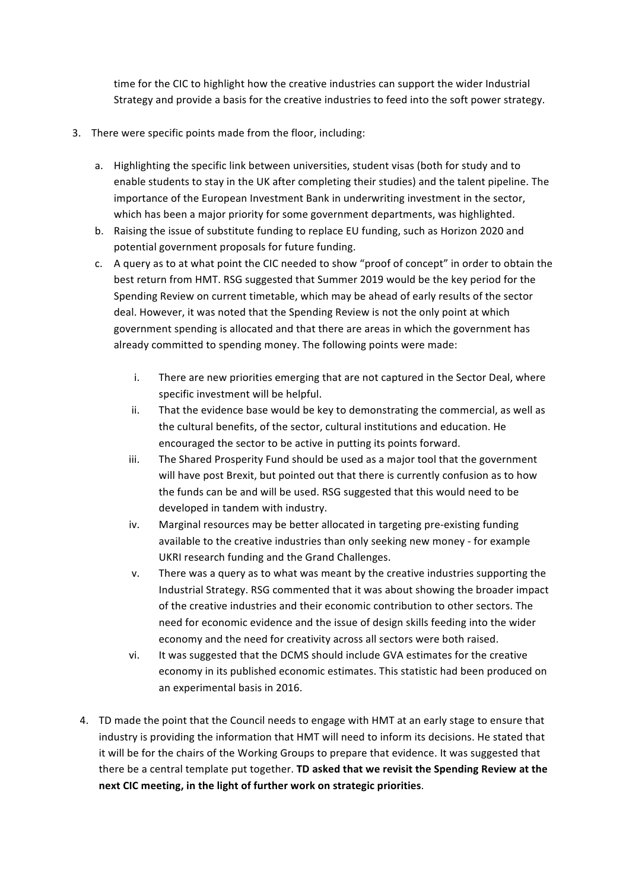time for the CIC to highlight how the creative industries can support the wider Industrial Strategy and provide a basis for the creative industries to feed into the soft power strategy.

3. There were specific points made from the floor, including:

    a. Highlighting the specific link between universities, student visas (both for study and to enable students to stay in the UK after completing their studies) and the talent pipeline. The importance of the European Investment Bank in underwriting investment in the sector, which has been a major priority for some government departments, was highlighted.

    b. Raising the issue of substitute funding to replace EU funding, such as Horizon 2020 and potential government proposals for future funding.

    c. A query as to at what point the CIC needed to show "proof of concept" in order to obtain the best return from HMT. RSG suggested that Summer 2019 would be the key period for the Spending Review on current timetable, which may be ahead of early results of the sector deal. However, it was noted that the Spending Review is not the only point at which government spending is allocated and that there are areas in which the government has already committed to spending money. The following points were made:

        i. There are new priorities emerging that are not captured in the Sector Deal, where specific investment will be helpful.

        ii. That the evidence base would be key to demonstrating the commercial, as well as the cultural benefits, of the sector, cultural institutions and education. He encouraged the sector to be active in putting its points forward.

        iii. The Shared Prosperity Fund should be used as a major tool that the government will have post Brexit, but pointed out that there is currently confusion as to how the funds can be and will be used. RSG suggested that this would need to be developed in tandem with industry.

        iv. Marginal resources may be better allocated in targeting pre-existing funding available to the creative industries than only seeking new money - for example UKRI research funding and the Grand Challenges.

        v. There was a query as to what was meant by the creative industries supporting the Industrial Strategy. RSG commented that it was about showing the broader impact of the creative industries and their economic contribution to other sectors. The need for economic evidence and the issue of design skills feeding into the wider economy and the need for creativity across all sectors were both raised.

        vi. It was suggested that the DCMS should include GVA estimates for the creative economy in its published economic estimates. This statistic had been produced on an experimental basis in 2016.

4. TD made the point that the Council needs to engage with HMT at an early stage to ensure that industry is providing the information that HMT will need to inform its decisions. He stated that it will be for the chairs of the Working Groups to prepare that evidence. It was suggested that there be a central template put together. **TD asked that we revisit the Spending Review at the next CIC meeting, in the light of further work on strategic priorities**.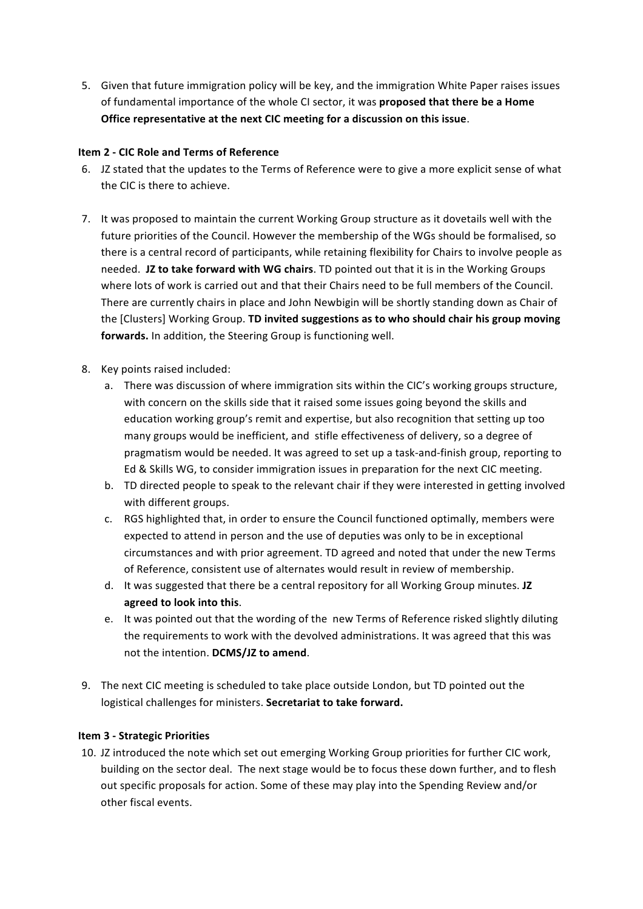5. Given that future immigration policy will be key, and the immigration White Paper raises issues of fundamental importance of the whole CI sector, it was **proposed that there be a Home Office representative at the next CIC meeting for a discussion on this issue**.

**Item 2 - CIC Role and Terms of Reference**

6. JZ stated that the updates to the Terms of Reference were to give a more explicit sense of what the CIC is there to achieve.

7. It was proposed to maintain the current Working Group structure as it dovetails well with the future priorities of the Council. However the membership of the WGs should be formalised, so there is a central record of participants, while retaining flexibility for Chairs to involve people as needed. **JZ to take forward with WG chairs**. TD pointed out that it is in the Working Groups where lots of work is carried out and that their Chairs need to be full members of the Council. There are currently chairs in place and John Newbigin will be shortly standing down as Chair of the [Clusters] Working Group. **TD invited suggestions as to who should chair his group moving forwards.** In addition, the Steering Group is functioning well.

8. Key points raised included:
   a. There was discussion of where immigration sits within the CIC's working groups structure, with concern on the skills side that it raised some issues going beyond the skills and education working group's remit and expertise, but also recognition that setting up too many groups would be inefficient, and stifle effectiveness of delivery, so a degree of pragmatism would be needed. It was agreed to set up a task-and-finish group, reporting to Ed & Skills WG, to consider immigration issues in preparation for the next CIC meeting.
   b. TD directed people to speak to the relevant chair if they were interested in getting involved with different groups.
   c. RGS highlighted that, in order to ensure the Council functioned optimally, members were expected to attend in person and the use of deputies was only to be in exceptional circumstances and with prior agreement. TD agreed and noted that under the new Terms of Reference, consistent use of alternates would result in review of membership.
   d. It was suggested that there be a central repository for all Working Group minutes. **JZ agreed to look into this**.
   e. It was pointed out that the wording of the new Terms of Reference risked slightly diluting the requirements to work with the devolved administrations. It was agreed that this was not the intention. **DCMS/JZ to amend**.

9. The next CIC meeting is scheduled to take place outside London, but TD pointed out the logistical challenges for ministers. **Secretariat to take forward.**

**Item 3 - Strategic Priorities**

10. JZ introduced the note which set out emerging Working Group priorities for further CIC work, building on the sector deal. The next stage would be to focus these down further, and to flesh out specific proposals for action. Some of these may play into the Spending Review and/or other fiscal events.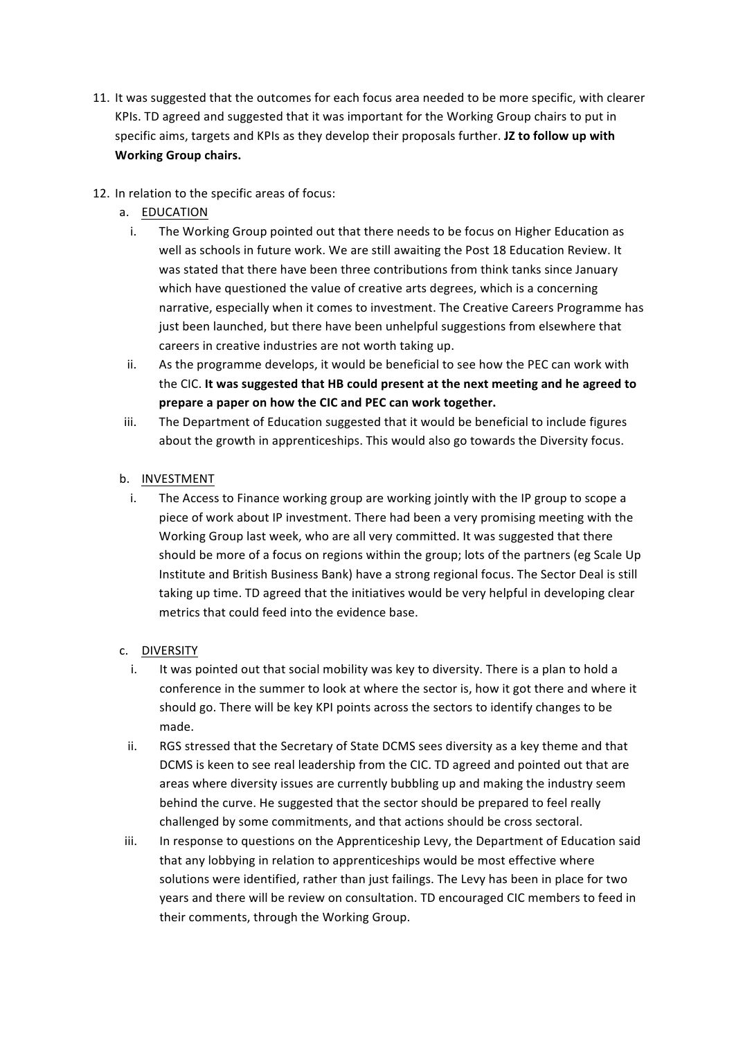11. It was suggested that the outcomes for each focus area needed to be more specific, with clearer KPIs. TD agreed and suggested that it was important for the Working Group chairs to put in specific aims, targets and KPIs as they develop their proposals further. **JZ to follow up with Working Group chairs.**

12. In relation to the specific areas of focus:
    a. <u>EDUCATION</u>
        i. The Working Group pointed out that there needs to be focus on Higher Education as well as schools in future work. We are still awaiting the Post 18 Education Review. It was stated that there have been three contributions from think tanks since January which have questioned the value of creative arts degrees, which is a concerning narrative, especially when it comes to investment. The Creative Careers Programme has just been launched, but there have been unhelpful suggestions from elsewhere that careers in creative industries are not worth taking up.
        ii. As the programme develops, it would be beneficial to see how the PEC can work with the CIC. **It was suggested that HB could present at the next meeting and he agreed to prepare a paper on how the CIC and PEC can work together.**
        iii. The Department of Education suggested that it would be beneficial to include figures about the growth in apprenticeships. This would also go towards the Diversity focus.

    b. <u>INVESTMENT</u>
        i. The Access to Finance working group are working jointly with the IP group to scope a piece of work about IP investment. There had been a very promising meeting with the Working Group last week, who are all very committed. It was suggested that there should be more of a focus on regions within the group; lots of the partners (eg Scale Up Institute and British Business Bank) have a strong regional focus. The Sector Deal is still taking up time. TD agreed that the initiatives would be very helpful in developing clear metrics that could feed into the evidence base.

    c. <u>DIVERSITY</u>
        i. It was pointed out that social mobility was key to diversity. There is a plan to hold a conference in the summer to look at where the sector is, how it got there and where it should go. There will be key KPI points across the sectors to identify changes to be made.
        ii. RGS stressed that the Secretary of State DCMS sees diversity as a key theme and that DCMS is keen to see real leadership from the CIC. TD agreed and pointed out that are areas where diversity issues are currently bubbling up and making the industry seem behind the curve. He suggested that the sector should be prepared to feel really challenged by some commitments, and that actions should be cross sectoral.
        iii. In response to questions on the Apprenticeship Levy, the Department of Education said that any lobbying in relation to apprenticeships would be most effective where solutions were identified, rather than just failings. The Levy has been in place for two years and there will be review on consultation. TD encouraged CIC members to feed in their comments, through the Working Group.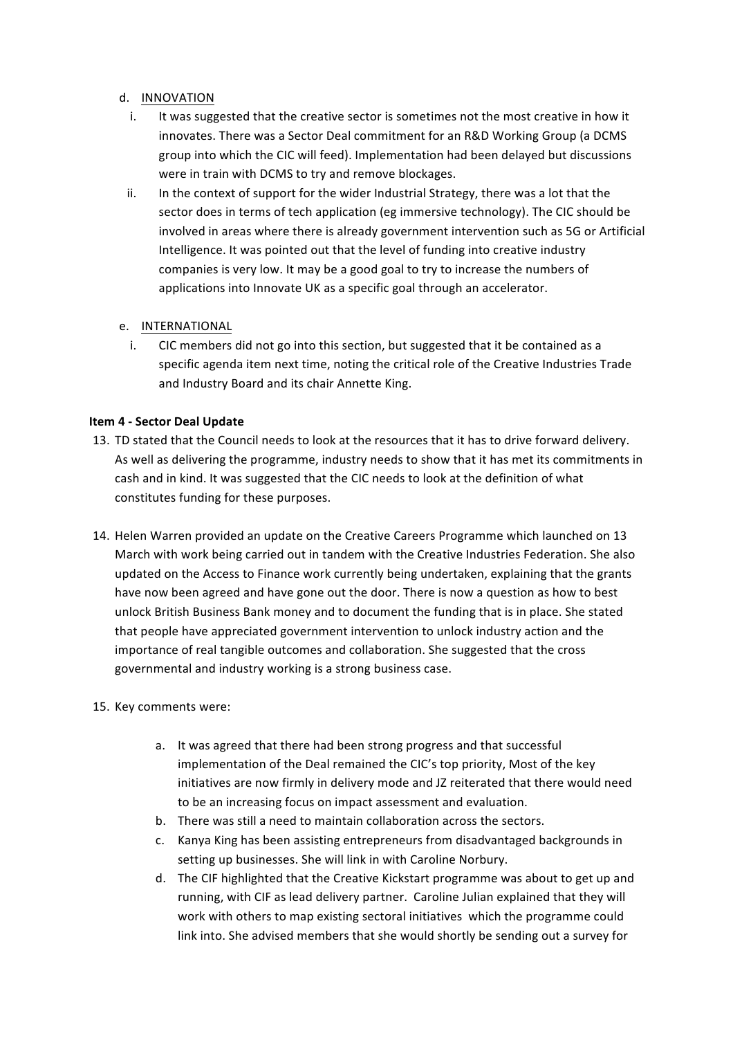d. <u>INNOVATION</u>

i. It was suggested that the creative sector is sometimes not the most creative in how it innovates. There was a Sector Deal commitment for an R&D Working Group (a DCMS group into which the CIC will feed). Implementation had been delayed but discussions were in train with DCMS to try and remove blockages.

ii. In the context of support for the wider Industrial Strategy, there was a lot that the sector does in terms of tech application (eg immersive technology). The CIC should be involved in areas where there is already government intervention such as 5G or Artificial Intelligence. It was pointed out that the level of funding into creative industry companies is very low. It may be a good goal to try to increase the numbers of applications into Innovate UK as a specific goal through an accelerator.

e. <u>INTERNATIONAL</u>

i. CIC members did not go into this section, but suggested that it be contained as a specific agenda item next time, noting the critical role of the Creative Industries Trade and Industry Board and its chair Annette King.

**Item 4 - Sector Deal Update**

13. TD stated that the Council needs to look at the resources that it has to drive forward delivery. As well as delivering the programme, industry needs to show that it has met its commitments in cash and in kind. It was suggested that the CIC needs to look at the definition of what constitutes funding for these purposes.

14. Helen Warren provided an update on the Creative Careers Programme which launched on 13 March with work being carried out in tandem with the Creative Industries Federation. She also updated on the Access to Finance work currently being undertaken, explaining that the grants have now been agreed and have gone out the door. There is now a question as how to best unlock British Business Bank money and to document the funding that is in place. She stated that people have appreciated government intervention to unlock industry action and the importance of real tangible outcomes and collaboration. She suggested that the cross governmental and industry working is a strong business case.

15. Key comments were:

    a. It was agreed that there had been strong progress and that successful implementation of the Deal remained the CIC's top priority, Most of the key initiatives are now firmly in delivery mode and JZ reiterated that there would need to be an increasing focus on impact assessment and evaluation.
    b. There was still a need to maintain collaboration across the sectors.
    c. Kanya King has been assisting entrepreneurs from disadvantaged backgrounds in setting up businesses. She will link in with Caroline Norbury.
    d. The CIF highlighted that the Creative Kickstart programme was about to get up and running, with CIF as lead delivery partner. Caroline Julian explained that they will work with others to map existing sectoral initiatives which the programme could link into. She advised members that she would shortly be sending out a survey for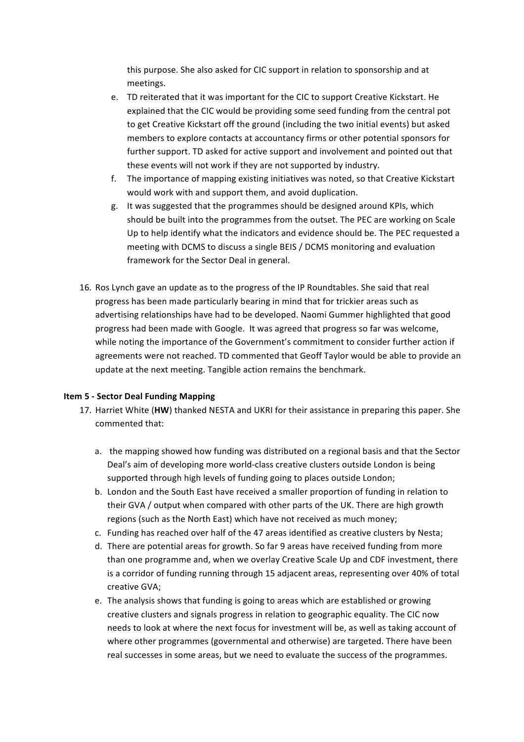this purpose. She also asked for CIC support in relation to sponsorship and at meetings.

e. TD reiterated that it was important for the CIC to support Creative Kickstart. He explained that the CIC would be providing some seed funding from the central pot to get Creative Kickstart off the ground (including the two initial events) but asked members to explore contacts at accountancy firms or other potential sponsors for further support. TD asked for active support and involvement and pointed out that these events will not work if they are not supported by industry.

f. The importance of mapping existing initiatives was noted, so that Creative Kickstart would work with and support them, and avoid duplication.

g. It was suggested that the programmes should be designed around KPIs, which should be built into the programmes from the outset. The PEC are working on Scale Up to help identify what the indicators and evidence should be. The PEC requested a meeting with DCMS to discuss a single BEIS / DCMS monitoring and evaluation framework for the Sector Deal in general.

16. Ros Lynch gave an update as to the progress of the IP Roundtables. She said that real progress has been made particularly bearing in mind that for trickier areas such as advertising relationships have had to be developed. Naomi Gummer highlighted that good progress had been made with Google. It was agreed that progress so far was welcome, while noting the importance of the Government's commitment to consider further action if agreements were not reached. TD commented that Geoff Taylor would be able to provide an update at the next meeting. Tangible action remains the benchmark.

**Item 5 - Sector Deal Funding Mapping**

17. Harriet White (**HW**) thanked NESTA and UKRI for their assistance in preparing this paper. She commented that:

a. the mapping showed how funding was distributed on a regional basis and that the Sector Deal's aim of developing more world-class creative clusters outside London is being supported through high levels of funding going to places outside London;

b. London and the South East have received a smaller proportion of funding in relation to their GVA / output when compared with other parts of the UK. There are high growth regions (such as the North East) which have not received as much money;

c. Funding has reached over half of the 47 areas identified as creative clusters by Nesta;

d. There are potential areas for growth. So far 9 areas have received funding from more than one programme and, when we overlay Creative Scale Up and CDF investment, there is a corridor of funding running through 15 adjacent areas, representing over 40% of total creative GVA;

e. The analysis shows that funding is going to areas which are established or growing creative clusters and signals progress in relation to geographic equality. The CIC now needs to look at where the next focus for investment will be, as well as taking account of where other programmes (governmental and otherwise) are targeted. There have been real successes in some areas, but we need to evaluate the success of the programmes.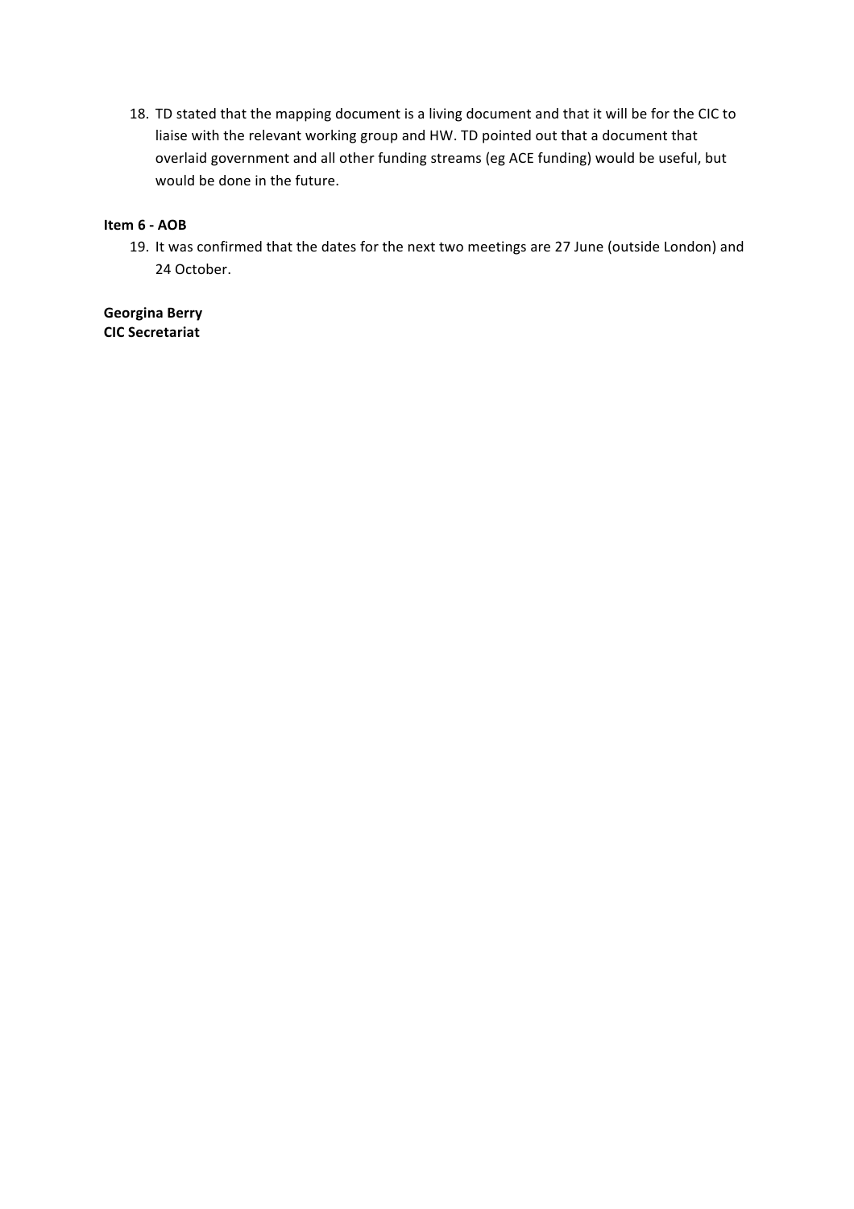18. TD stated that the mapping document is a living document and that it will be for the CIC to liaise with the relevant working group and HW. TD pointed out that a document that overlaid government and all other funding streams (eg ACE funding) would be useful, but would be done in the future.

**Item 6 - AOB**

19. It was confirmed that the dates for the next two meetings are 27 June (outside London) and 24 October.

**Georgina Berry**
**CIC Secretariat**